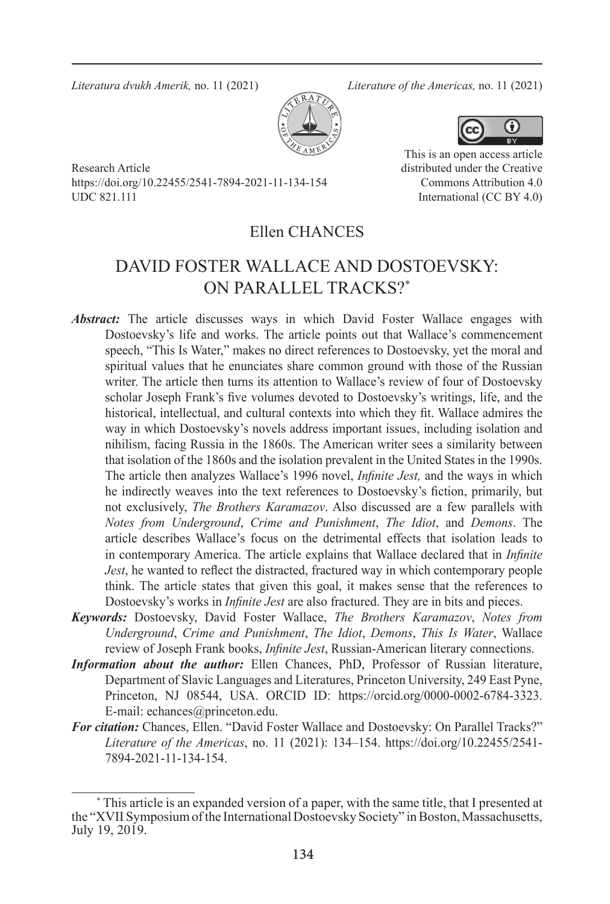Research Article
https://doi.org/10.22455/2541-7894-2021-11-134-154
UDC 821.111

This is an open access article distributed under the Creative Commons Attribution 4.0 International (CC BY 4.0)

Ellen CHANCES

# DAVID FOSTER WALLACE AND DOSTOEVSKY: ON PARALLEL TRACKS?*

***Abstract:*** The article discusses ways in which David Foster Wallace engages with Dostoevsky's life and works. The article points out that Wallace's commencement speech, "This Is Water," makes no direct references to Dostoevsky, yet the moral and spiritual values that he enunciates share common ground with those of the Russian writer. The article then turns its attention to Wallace's review of four of Dostoevsky scholar Joseph Frank's five volumes devoted to Dostoevsky's writings, life, and the historical, intellectual, and cultural contexts into which they fit. Wallace admires the way in which Dostoevsky's novels address important issues, including isolation and nihilism, facing Russia in the 1860s. The American writer sees a similarity between that isolation of the 1860s and the isolation prevalent in the United States in the 1990s. The article then analyzes Wallace's 1996 novel, *Infinite Jest,* and the ways in which he indirectly weaves into the text references to Dostoevsky's fiction, primarily, but not exclusively, *The Brothers Karamazov*. Also discussed are a few parallels with *Notes from Underground*, *Crime and Punishment*, *The Idiot*, and *Demons*. The article describes Wallace's focus on the detrimental effects that isolation leads to in contemporary America. The article explains that Wallace declared that in *Infinite Jest*, he wanted to reflect the distracted, fractured way in which contemporary people think. The article states that given this goal, it makes sense that the references to Dostoevsky's works in *Infinite Jest* are also fractured. They are in bits and pieces.

***Keywords:*** Dostoevsky, David Foster Wallace, *The Brothers Karamazov*, *Notes from Underground*, *Crime and Punishment*, *The Idiot*, *Demons*, *This Is Water*, Wallace review of Joseph Frank books, *Infinite Jest*, Russian-American literary connections.

***Information about the author:*** Ellen Chances, PhD, Professor of Russian literature, Department of Slavic Languages and Literatures, Princeton University, 249 East Pyne, Princeton, NJ 08544, USA. ORCID ID: https://orcid.org/0000-0002-6784-3323. E-mail: echances@princeton.edu.

***For citation:*** Chances, Ellen. "David Foster Wallace and Dostoevsky: On Parallel Tracks?" *Literature of the Americas*, no. 11 (2021): 134–154. https://doi.org/10.22455/2541-7894-2021-11-134-154.

---

* This article is an expanded version of a paper, with the same title, that I presented at the "XVII Symposium of the International Dostoevsky Society" in Boston, Massachusetts, July 19, 2019.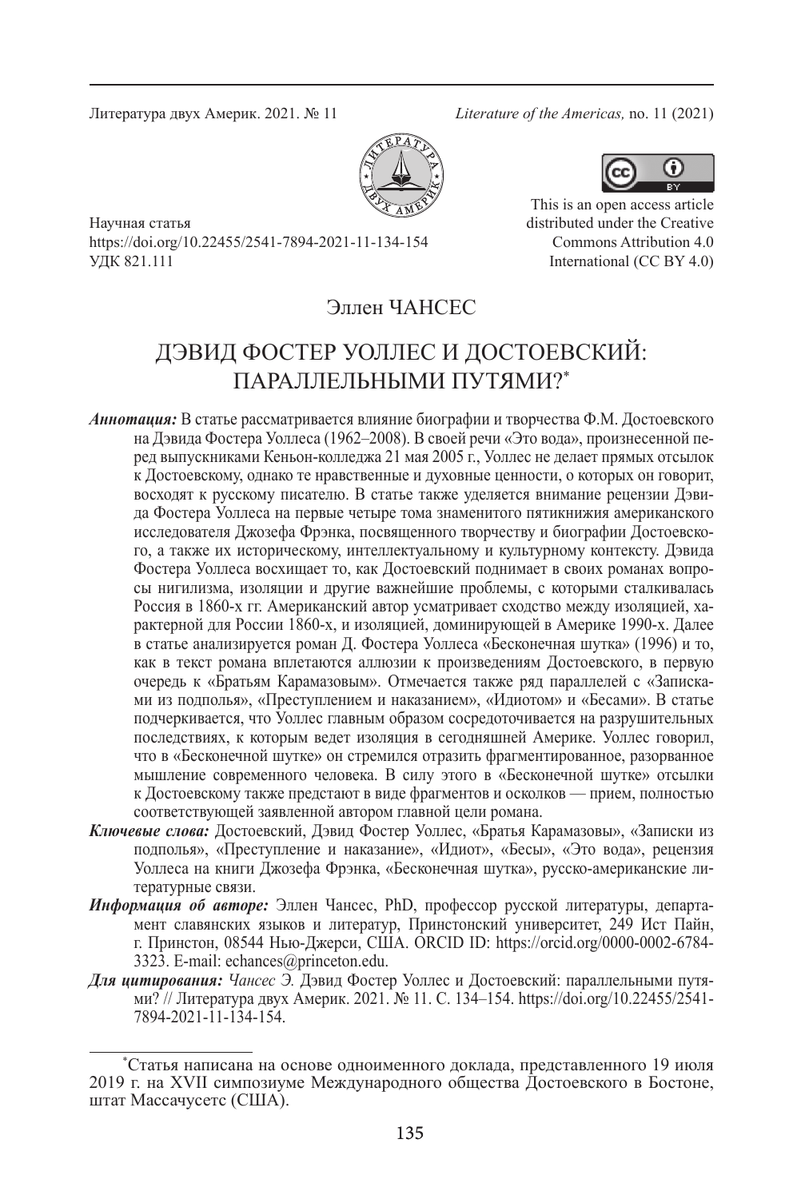Научная статья
https://doi.org/10.22455/2541-7894-2021-11-134-154
УДК 821.111

This is an open access article distributed under the Creative Commons Attribution 4.0 International (CC BY 4.0)

Эллен ЧАНСЕС

# ДЭВИД ФОСТЕР УОЛЛЕС И ДОСТОЕВСКИЙ: ПАРАЛЛЕЛЬНЫМИ ПУТЯМИ?*

***Аннотация:*** В статье рассматривается влияние биографии и творчества Ф.М. Достоевского на Дэвида Фостера Уоллеса (1962–2008). В своей речи «Это вода», произнесенной перед выпускниками Кеньон-колледжа 21 мая 2005 г., Уоллес не делает прямых отсылок к Достоевскому, однако те нравственные и духовные ценности, о которых он говорит, восходят к русскому писателю. В статье также уделяется внимание рецензии Дэвида Фостера Уоллеса на первые четыре тома знаменитого пятикнижия американского исследователя Джозефа Фрэнка, посвященного творчеству и биографии Достоевского, а также их историческому, интеллектуальному и культурному контексту. Дэвида Фостера Уоллеса восхищает то, как Достоевский поднимает в своих романах вопросы нигилизма, изоляции и другие важнейшие проблемы, с которыми сталкивалась Россия в 1860-х гг. Американский автор усматривает сходство между изоляцией, характерной для России 1860-х, и изоляцией, доминирующей в Америке 1990-х. Далее в статье анализируется роман Д. Фостера Уоллеса «Бесконечная шутка» (1996) и то, как в текст романа вплетаются аллюзии к произведениям Достоевского, в первую очередь к «Братьям Карамазовым». Отмечается также ряд параллелей с «Записками из подполья», «Преступлением и наказанием», «Идиотом» и «Бесами». В статье подчеркивается, что Уоллес главным образом сосредоточивается на разрушительных последствиях, к которым ведет изоляция в сегодняшней Америке. Уоллес говорил, что в «Бесконечной шутке» он стремился отразить фрагментированное, разорванное мышление современного человека. В силу этого в «Бесконечной шутке» отсылки к Достоевскому также предстают в виде фрагментов и осколков — прием, полностью соответствующий заявленной автором главной цели романа.

***Ключевые слова:*** Достоевский, Дэвид Фостер Уоллес, «Братья Карамазовы», «Записки из подполья», «Преступление и наказание», «Идиот», «Бесы», «Это вода», рецензия Уоллеса на книги Джозефа Фрэнка, «Бесконечная шутка», русско-американские литературные связи.

***Информация об авторе:*** Эллен Чансес, PhD, профессор русской литературы, департамент славянских языков и литератур, Принстонский университет, 249 Ист Пайн, г. Принстон, 08544 Нью-Джерси, США. ORCID ID: https://orcid.org/0000-0002-6784-3323. E-mail: echances@princeton.edu.

***Для цитирования:*** *Чансес Э.* Дэвид Фостер Уоллес и Достоевский: параллельными путями? // Литература двух Америк. 2021. № 11. С. 134–154. https://doi.org/10.22455/2541-7894-2021-11-134-154.

---

*Статья написана на основе одноименного доклада, представленного 19 июля 2019 г. на XVII симпозиуме Международного общества Достоевского в Бостоне, штат Массачусетс (США).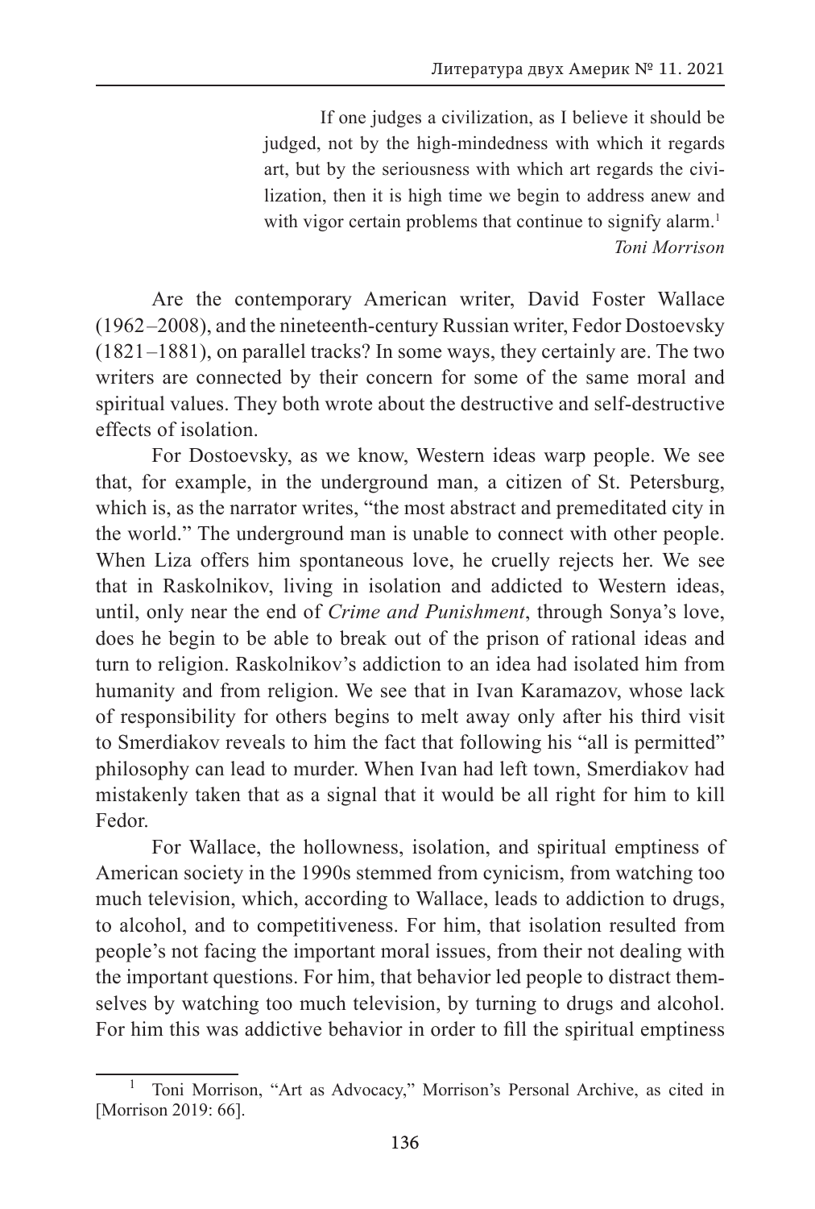> If one judges a civilization, as I believe it should be judged, not by the high-mindedness with which it regards art, but by the seriousness with which art regards the civilization, then it is high time we begin to address anew and with vigor certain problems that continue to signify alarm.[1]
>
> *Toni Morrison*

Are the contemporary American writer, David Foster Wallace (1962–2008), and the nineteenth-century Russian writer, Fedor Dostoevsky (1821–1881), on parallel tracks? In some ways, they certainly are. The two writers are connected by their concern for some of the same moral and spiritual values. They both wrote about the destructive and self-destructive effects of isolation.

For Dostoevsky, as we know, Western ideas warp people. We see that, for example, in the underground man, a citizen of St. Petersburg, which is, as the narrator writes, "the most abstract and premeditated city in the world." The underground man is unable to connect with other people. When Liza offers him spontaneous love, he cruelly rejects her. We see that in Raskolnikov, living in isolation and addicted to Western ideas, until, only near the end of *Crime and Punishment*, through Sonya's love, does he begin to be able to break out of the prison of rational ideas and turn to religion. Raskolnikov's addiction to an idea had isolated him from humanity and from religion. We see that in Ivan Karamazov, whose lack of responsibility for others begins to melt away only after his third visit to Smerdiakov reveals to him the fact that following his "all is permitted" philosophy can lead to murder. When Ivan had left town, Smerdiakov had mistakenly taken that as a signal that it would be all right for him to kill Fedor.

For Wallace, the hollowness, isolation, and spiritual emptiness of American society in the 1990s stemmed from cynicism, from watching too much television, which, according to Wallace, leads to addiction to drugs, to alcohol, and to competitiveness. For him, that isolation resulted from people's not facing the important moral issues, from their not dealing with the important questions. For him, that behavior led people to distract themselves by watching too much television, by turning to drugs and alcohol. For him this was addictive behavior in order to fill the spiritual emptiness

---

[1] Toni Morrison, "Art as Advocacy," Morrison's Personal Archive, as cited in [Morrison 2019: 66].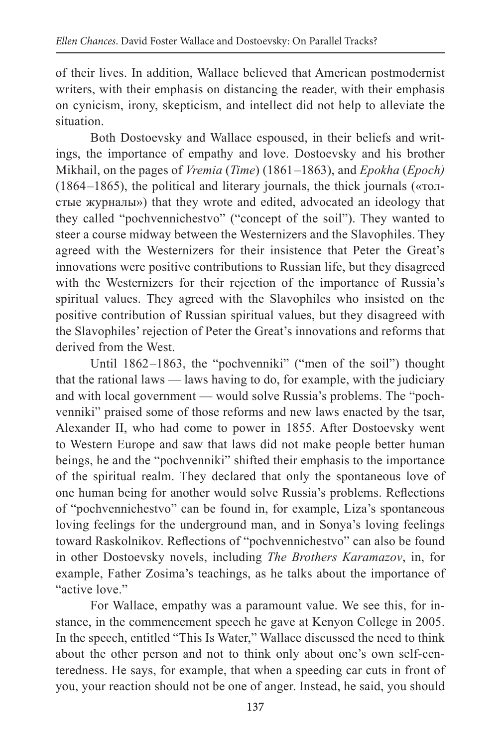of their lives. In addition, Wallace believed that American postmodernist writers, with their emphasis on distancing the reader, with their emphasis on cynicism, irony, skepticism, and intellect did not help to alleviate the situation.

Both Dostoevsky and Wallace espoused, in their beliefs and writings, the importance of empathy and love. Dostoevsky and his brother Mikhail, on the pages of *Vremia* (*Time*) (1861–1863), and *Epokha* (*Epoch)* (1864–1865), the political and literary journals, the thick journals («толстые журналы») that they wrote and edited, advocated an ideology that they called "pochvennichestvo" ("concept of the soil"). They wanted to steer a course midway between the Westernizers and the Slavophiles. They agreed with the Westernizers for their insistence that Peter the Great's innovations were positive contributions to Russian life, but they disagreed with the Westernizers for their rejection of the importance of Russia's spiritual values. They agreed with the Slavophiles who insisted on the positive contribution of Russian spiritual values, but they disagreed with the Slavophiles' rejection of Peter the Great's innovations and reforms that derived from the West.

Until 1862–1863, the "pochvenniki" ("men of the soil") thought that the rational laws — laws having to do, for example, with the judiciary and with local government — would solve Russia's problems. The "pochvenniki" praised some of those reforms and new laws enacted by the tsar, Alexander II, who had come to power in 1855. After Dostoevsky went to Western Europe and saw that laws did not make people better human beings, he and the "pochvenniki" shifted their emphasis to the importance of the spiritual realm. They declared that only the spontaneous love of one human being for another would solve Russia's problems. Reflections of "pochvennichestvo" can be found in, for example, Liza's spontaneous loving feelings for the underground man, and in Sonya's loving feelings toward Raskolnikov. Reflections of "pochvennichestvo" can also be found in other Dostoevsky novels, including *The Brothers Karamazov*, in, for example, Father Zosima's teachings, as he talks about the importance of "active love."

For Wallace, empathy was a paramount value. We see this, for instance, in the commencement speech he gave at Kenyon College in 2005. In the speech, entitled "This Is Water," Wallace discussed the need to think about the other person and not to think only about one's own self-centeredness. He says, for example, that when a speeding car cuts in front of you, your reaction should not be one of anger. Instead, he said, you should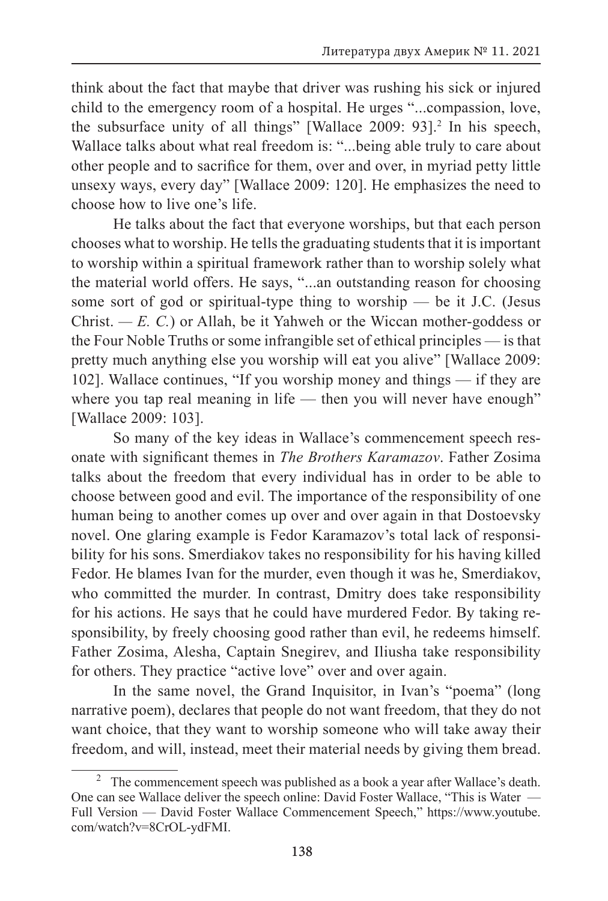think about the fact that maybe that driver was rushing his sick or injured child to the emergency room of a hospital. He urges "...compassion, love, the subsurface unity of all things" [Wallace 2009: 93].[2] In his speech, Wallace talks about what real freedom is: "...being able truly to care about other people and to sacrifice for them, over and over, in myriad petty little unsexy ways, every day" [Wallace 2009: 120]. He emphasizes the need to choose how to live one's life.

He talks about the fact that everyone worships, but that each person chooses what to worship. He tells the graduating students that it is important to worship within a spiritual framework rather than to worship solely what the material world offers. He says, "...an outstanding reason for choosing some sort of god or spiritual-type thing to worship — be it J.C. (Jesus Christ. — *E. C.*) or Allah, be it Yahweh or the Wiccan mother-goddess or the Four Noble Truths or some infrangible set of ethical principles — is that pretty much anything else you worship will eat you alive" [Wallace 2009: 102]. Wallace continues, "If you worship money and things — if they are where you tap real meaning in life — then you will never have enough" [Wallace 2009: 103].

So many of the key ideas in Wallace's commencement speech resonate with significant themes in *The Brothers Karamazov*. Father Zosima talks about the freedom that every individual has in order to be able to choose between good and evil. The importance of the responsibility of one human being to another comes up over and over again in that Dostoevsky novel. One glaring example is Fedor Karamazov's total lack of responsibility for his sons. Smerdiakov takes no responsibility for his having killed Fedor. He blames Ivan for the murder, even though it was he, Smerdiakov, who committed the murder. In contrast, Dmitry does take responsibility for his actions. He says that he could have murdered Fedor. By taking responsibility, by freely choosing good rather than evil, he redeems himself. Father Zosima, Alesha, Captain Snegirev, and Iliusha take responsibility for others. They practice "active love" over and over again.

In the same novel, the Grand Inquisitor, in Ivan's "poema" (long narrative poem), declares that people do not want freedom, that they do not want choice, that they want to worship someone who will take away their freedom, and will, instead, meet their material needs by giving them bread.

---

[2] The commencement speech was published as a book a year after Wallace's death. One can see Wallace deliver the speech online: David Foster Wallace, "This is Water — Full Version — David Foster Wallace Commencement Speech," https://www.youtube.com/watch?v=8CrOL-ydFMI.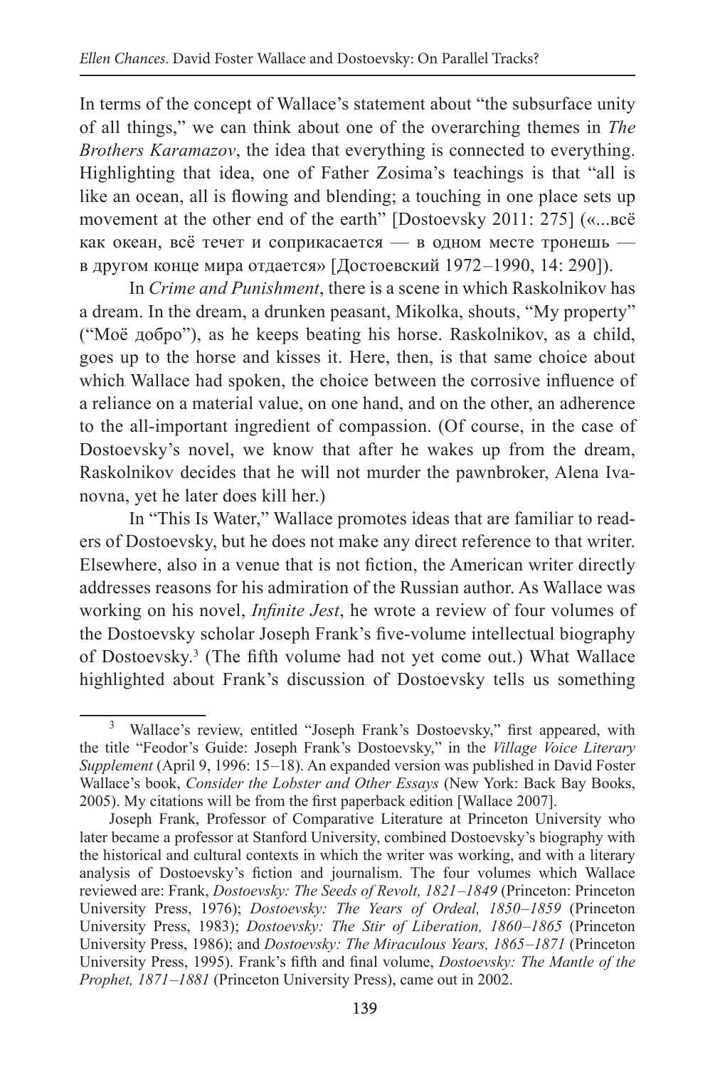In terms of the concept of Wallace's statement about "the subsurface unity of all things," we can think about one of the overarching themes in *The Brothers Karamazov*, the idea that everything is connected to everything. Highlighting that idea, one of Father Zosima's teachings is that "all is like an ocean, all is flowing and blending; a touching in one place sets up movement at the other end of the earth" [Dostoevsky 2011: 275] («...всё как океан, всё течет и соприкасается — в одном месте тронешь — в другом конце мира отдается» [Достоевский 1972–1990, 14: 290]).

In *Crime and Punishment*, there is a scene in which Raskolnikov has a dream. In the dream, a drunken peasant, Mikolka, shouts, "My property" ("Моё добро"), as he keeps beating his horse. Raskolnikov, as a child, goes up to the horse and kisses it. Here, then, is that same choice about which Wallace had spoken, the choice between the corrosive influence of a reliance on a material value, on one hand, and on the other, an adherence to the all-important ingredient of compassion. (Of course, in the case of Dostoevsky's novel, we know that after he wakes up from the dream, Raskolnikov decides that he will not murder the pawnbroker, Alena Ivanovna, yet he later does kill her.)

In "This Is Water," Wallace promotes ideas that are familiar to readers of Dostoevsky, but he does not make any direct reference to that writer. Elsewhere, also in a venue that is not fiction, the American writer directly addresses reasons for his admiration of the Russian author. As Wallace was working on his novel, *Infinite Jest*, he wrote a review of four volumes of the Dostoevsky scholar Joseph Frank's five-volume intellectual biography of Dostoevsky.[3] (The fifth volume had not yet come out.) What Wallace highlighted about Frank's discussion of Dostoevsky tells us something

[3] Wallace's review, entitled "Joseph Frank's Dostoevsky," first appeared, with the title "Feodor's Guide: Joseph Frank's Dostoevsky," in the *Village Voice Literary Supplement* (April 9, 1996: 15–18). An expanded version was published in David Foster Wallace's book, *Consider the Lobster and Other Essays* (New York: Back Bay Books, 2005). My citations will be from the first paperback edition [Wallace 2007].

Joseph Frank, Professor of Comparative Literature at Princeton University who later became a professor at Stanford University, combined Dostoevsky's biography with the historical and cultural contexts in which the writer was working, and with a literary analysis of Dostoevsky's fiction and journalism. The four volumes which Wallace reviewed are: Frank, *Dostoevsky: The Seeds of Revolt, 1821–1849* (Princeton: Princeton University Press, 1976); *Dostoevsky: The Years of Ordeal, 1850–1859* (Princeton University Press, 1983); *Dostoevsky: The Stir of Liberation, 1860–1865* (Princeton University Press, 1986); and *Dostoevsky: The Miraculous Years, 1865–1871* (Princeton University Press, 1995). Frank's fifth and final volume, *Dostoevsky: The Mantle of the Prophet, 1871–1881* (Princeton University Press), came out in 2002.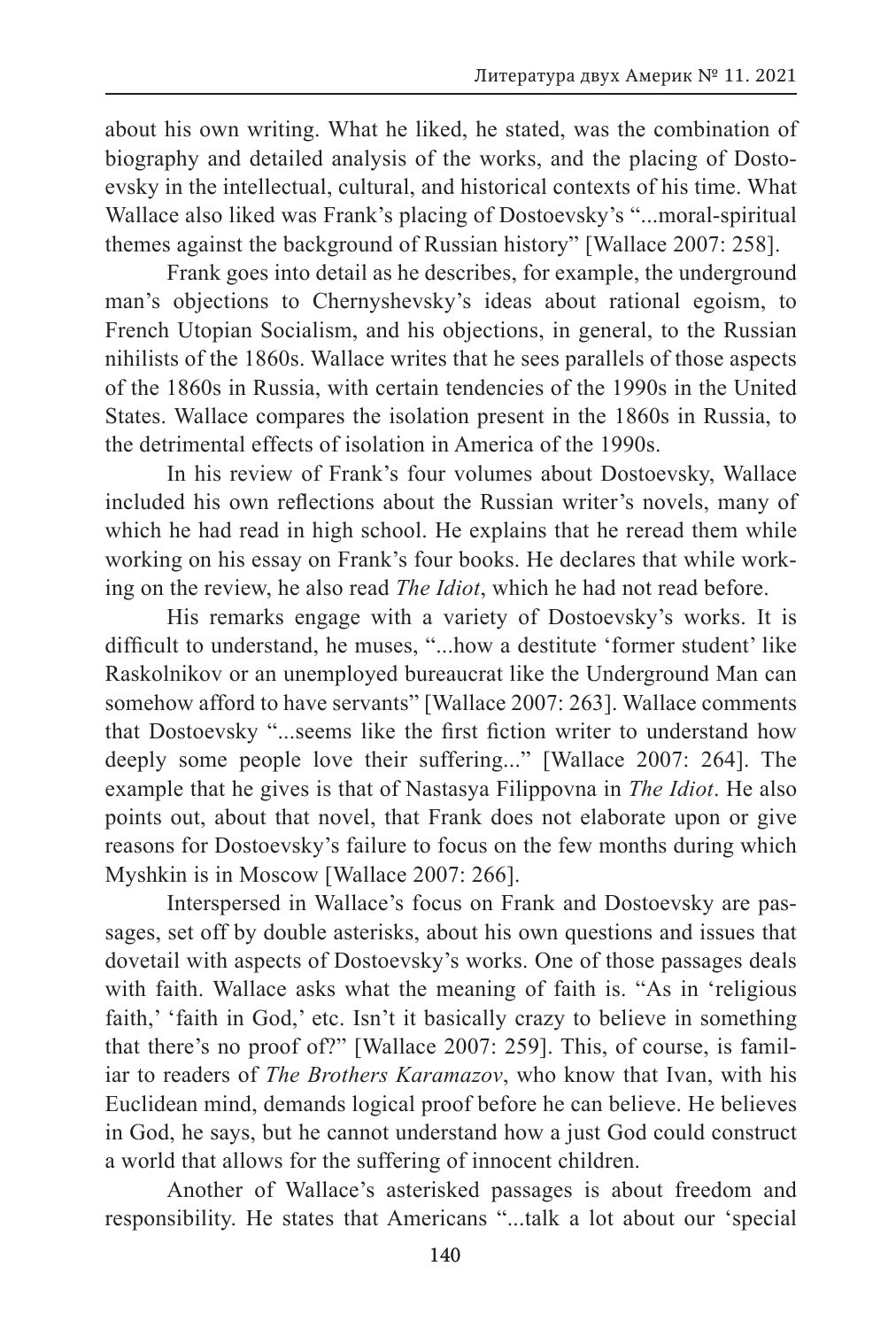about his own writing. What he liked, he stated, was the combination of biography and detailed analysis of the works, and the placing of Dostoevsky in the intellectual, cultural, and historical contexts of his time. What Wallace also liked was Frank's placing of Dostoevsky's "...moral-spiritual themes against the background of Russian history" [Wallace 2007: 258].

Frank goes into detail as he describes, for example, the underground man's objections to Chernyshevsky's ideas about rational egoism, to French Utopian Socialism, and his objections, in general, to the Russian nihilists of the 1860s. Wallace writes that he sees parallels of those aspects of the 1860s in Russia, with certain tendencies of the 1990s in the United States. Wallace compares the isolation present in the 1860s in Russia, to the detrimental effects of isolation in America of the 1990s.

In his review of Frank's four volumes about Dostoevsky, Wallace included his own reflections about the Russian writer's novels, many of which he had read in high school. He explains that he reread them while working on his essay on Frank's four books. He declares that while working on the review, he also read *The Idiot*, which he had not read before.

His remarks engage with a variety of Dostoevsky's works. It is difficult to understand, he muses, "...how a destitute 'former student' like Raskolnikov or an unemployed bureaucrat like the Underground Man can somehow afford to have servants" [Wallace 2007: 263]. Wallace comments that Dostoevsky "...seems like the first fiction writer to understand how deeply some people love their suffering..." [Wallace 2007: 264]. The example that he gives is that of Nastasya Filippovna in *The Idiot*. He also points out, about that novel, that Frank does not elaborate upon or give reasons for Dostoevsky's failure to focus on the few months during which Myshkin is in Moscow [Wallace 2007: 266].

Interspersed in Wallace's focus on Frank and Dostoevsky are passages, set off by double asterisks, about his own questions and issues that dovetail with aspects of Dostoevsky's works. One of those passages deals with faith. Wallace asks what the meaning of faith is. "As in 'religious faith,' 'faith in God,' etc. Isn't it basically crazy to believe in something that there's no proof of?" [Wallace 2007: 259]. This, of course, is familiar to readers of *The Brothers Karamazov*, who know that Ivan, with his Euclidean mind, demands logical proof before he can believe. He believes in God, he says, but he cannot understand how a just God could construct a world that allows for the suffering of innocent children.

Another of Wallace's asterisked passages is about freedom and responsibility. He states that Americans "...talk a lot about our 'special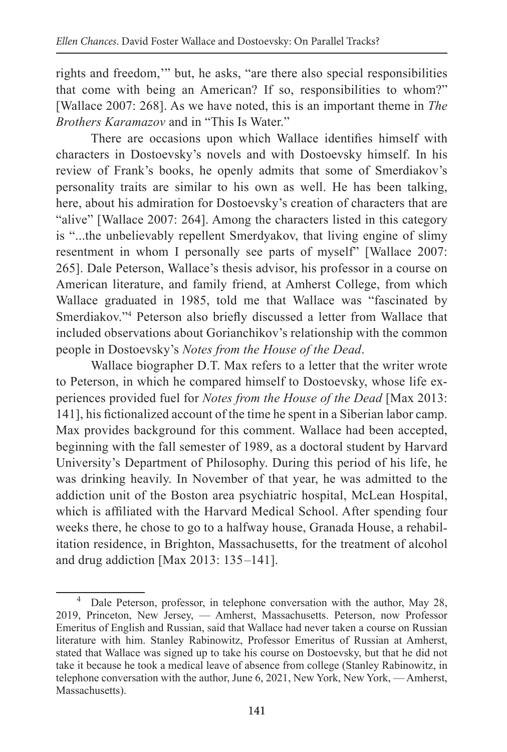rights and freedom,'" but, he asks, "are there also special responsibilities that come with being an American? If so, responsibilities to whom?" [Wallace 2007: 268]. As we have noted, this is an important theme in *The Brothers Karamazov* and in "This Is Water."

There are occasions upon which Wallace identifies himself with characters in Dostoevsky's novels and with Dostoevsky himself. In his review of Frank's books, he openly admits that some of Smerdiakov's personality traits are similar to his own as well. He has been talking, here, about his admiration for Dostoevsky's creation of characters that are "alive" [Wallace 2007: 264]. Among the characters listed in this category is "...the unbelievably repellent Smerdyakov, that living engine of slimy resentment in whom I personally see parts of myself" [Wallace 2007: 265]. Dale Peterson, Wallace's thesis advisor, his professor in a course on American literature, and family friend, at Amherst College, from which Wallace graduated in 1985, told me that Wallace was "fascinated by Smerdiakov."[4] Peterson also briefly discussed a letter from Wallace that included observations about Gorianchikov's relationship with the common people in Dostoevsky's *Notes from the House of the Dead*.

Wallace biographer D.T. Max refers to a letter that the writer wrote to Peterson, in which he compared himself to Dostoevsky, whose life experiences provided fuel for *Notes from the House of the Dead* [Max 2013: 141], his fictionalized account of the time he spent in a Siberian labor camp. Max provides background for this comment. Wallace had been accepted, beginning with the fall semester of 1989, as a doctoral student by Harvard University's Department of Philosophy. During this period of his life, he was drinking heavily. In November of that year, he was admitted to the addiction unit of the Boston area psychiatric hospital, McLean Hospital, which is affiliated with the Harvard Medical School. After spending four weeks there, he chose to go to a halfway house, Granada House, a rehabilitation residence, in Brighton, Massachusetts, for the treatment of alcohol and drug addiction [Max 2013: 135–141].

---

[4] Dale Peterson, professor, in telephone conversation with the author, May 28, 2019, Princeton, New Jersey, — Amherst, Massachusetts. Peterson, now Professor Emeritus of English and Russian, said that Wallace had never taken a course on Russian literature with him. Stanley Rabinowitz, Professor Emeritus of Russian at Amherst, stated that Wallace was signed up to take his course on Dostoevsky, but that he did not take it because he took a medical leave of absence from college (Stanley Rabinowitz, in telephone conversation with the author, June 6, 2021, New York, New York, — Amherst, Massachusetts).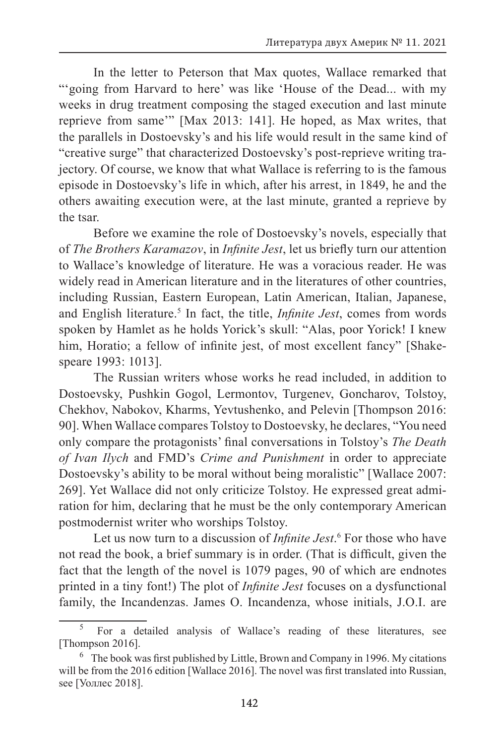In the letter to Peterson that Max quotes, Wallace remarked that "'going from Harvard to here' was like 'House of the Dead... with my weeks in drug treatment composing the staged execution and last minute reprieve from same'" [Max 2013: 141]. He hoped, as Max writes, that the parallels in Dostoevsky's and his life would result in the same kind of "creative surge" that characterized Dostoevsky's post-reprieve writing trajectory. Of course, we know that what Wallace is referring to is the famous episode in Dostoevsky's life in which, after his arrest, in 1849, he and the others awaiting execution were, at the last minute, granted a reprieve by the tsar.

Before we examine the role of Dostoevsky's novels, especially that of *The Brothers Karamazov*, in *Infinite Jest*, let us briefly turn our attention to Wallace's knowledge of literature. He was a voracious reader. He was widely read in American literature and in the literatures of other countries, including Russian, Eastern European, Latin American, Italian, Japanese, and English literature.[5] In fact, the title, *Infinite Jest*, comes from words spoken by Hamlet as he holds Yorick's skull: "Alas, poor Yorick! I knew him, Horatio; a fellow of infinite jest, of most excellent fancy" [Shakespeare 1993: 1013].

The Russian writers whose works he read included, in addition to Dostoevsky, Pushkin Gogol, Lermontov, Turgenev, Goncharov, Tolstoy, Chekhov, Nabokov, Kharms, Yevtushenko, and Pelevin [Thompson 2016: 90]. When Wallace compares Tolstoy to Dostoevsky, he declares, "You need only compare the protagonists' final conversations in Tolstoy's *The Death of Ivan Ilych* and FMD's *Crime and Punishment* in order to appreciate Dostoevsky's ability to be moral without being moralistic" [Wallace 2007: 269]. Yet Wallace did not only criticize Tolstoy. He expressed great admiration for him, declaring that he must be the only contemporary American postmodernist writer who worships Tolstoy.

Let us now turn to a discussion of *Infinite Jest*.[6] For those who have not read the book, a brief summary is in order. (That is difficult, given the fact that the length of the novel is 1079 pages, 90 of which are endnotes printed in a tiny font!) The plot of *Infinite Jest* focuses on a dysfunctional family, the Incandenzas. James O. Incandenza, whose initials, J.O.I. are

---

[5] For a detailed analysis of Wallace's reading of these literatures, see [Thompson 2016].

[6] The book was first published by Little, Brown and Company in 1996. My citations will be from the 2016 edition [Wallace 2016]. The novel was first translated into Russian, see [Уоллес 2018].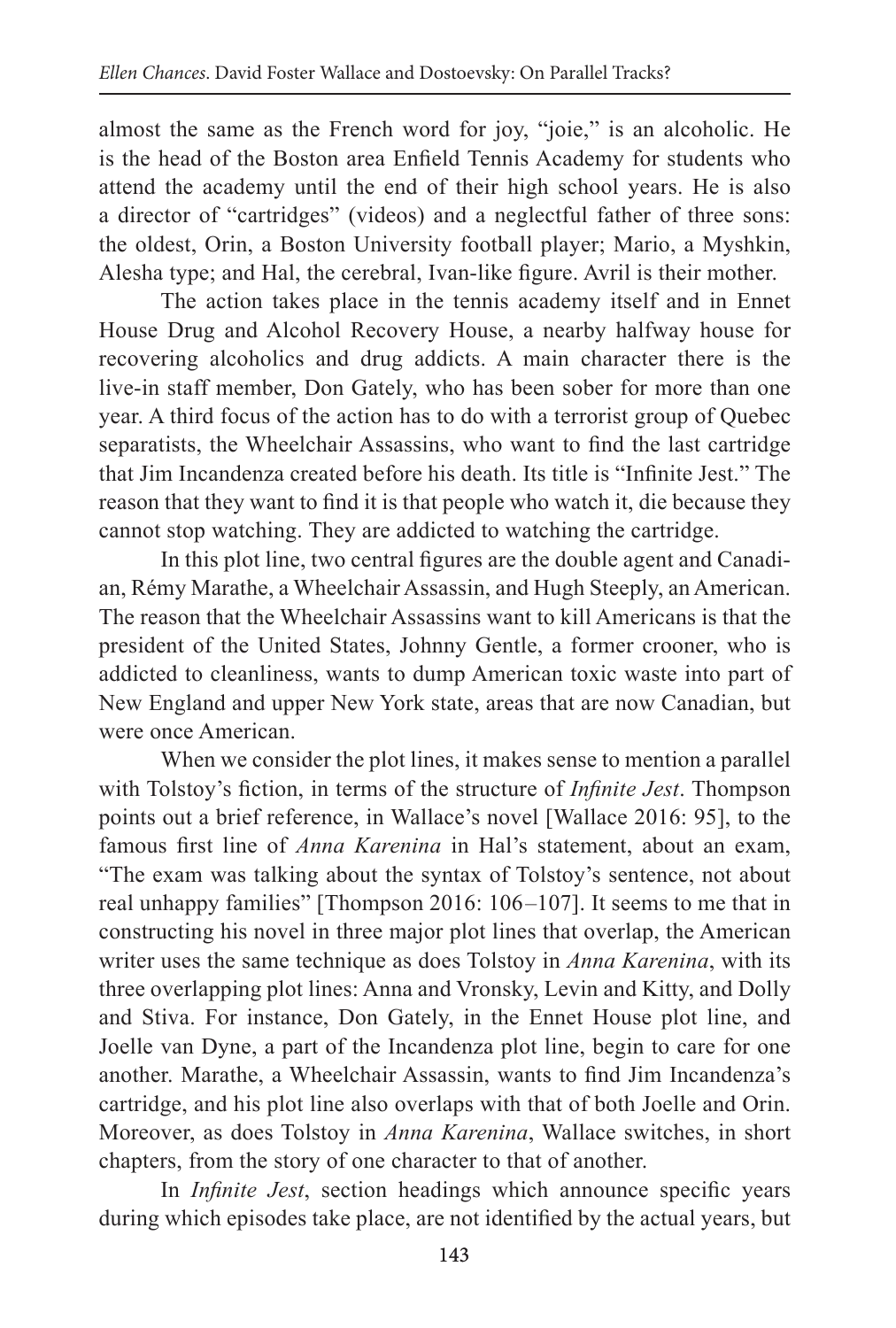almost the same as the French word for joy, "joie," is an alcoholic. He is the head of the Boston area Enfield Tennis Academy for students who attend the academy until the end of their high school years. He is also a director of "cartridges" (videos) and a neglectful father of three sons: the oldest, Orin, a Boston University football player; Mario, a Myshkin, Alesha type; and Hal, the cerebral, Ivan-like figure. Avril is their mother.

The action takes place in the tennis academy itself and in Ennet House Drug and Alcohol Recovery House, a nearby halfway house for recovering alcoholics and drug addicts. A main character there is the live-in staff member, Don Gately, who has been sober for more than one year. A third focus of the action has to do with a terrorist group of Quebec separatists, the Wheelchair Assassins, who want to find the last cartridge that Jim Incandenza created before his death. Its title is "Infinite Jest." The reason that they want to find it is that people who watch it, die because they cannot stop watching. They are addicted to watching the cartridge.

In this plot line, two central figures are the double agent and Canadian, Rémy Marathe, a Wheelchair Assassin, and Hugh Steeply, an American. The reason that the Wheelchair Assassins want to kill Americans is that the president of the United States, Johnny Gentle, a former crooner, who is addicted to cleanliness, wants to dump American toxic waste into part of New England and upper New York state, areas that are now Canadian, but were once American.

When we consider the plot lines, it makes sense to mention a parallel with Tolstoy's fiction, in terms of the structure of *Infinite Jest*. Thompson points out a brief reference, in Wallace's novel [Wallace 2016: 95], to the famous first line of *Anna Karenina* in Hal's statement, about an exam, "The exam was talking about the syntax of Tolstoy's sentence, not about real unhappy families" [Thompson 2016: 106–107]. It seems to me that in constructing his novel in three major plot lines that overlap, the American writer uses the same technique as does Tolstoy in *Anna Karenina*, with its three overlapping plot lines: Anna and Vronsky, Levin and Kitty, and Dolly and Stiva. For instance, Don Gately, in the Ennet House plot line, and Joelle van Dyne, a part of the Incandenza plot line, begin to care for one another. Marathe, a Wheelchair Assassin, wants to find Jim Incandenza's cartridge, and his plot line also overlaps with that of both Joelle and Orin. Moreover, as does Tolstoy in *Anna Karenina*, Wallace switches, in short chapters, from the story of one character to that of another.

In *Infinite Jest*, section headings which announce specific years during which episodes take place, are not identified by the actual years, but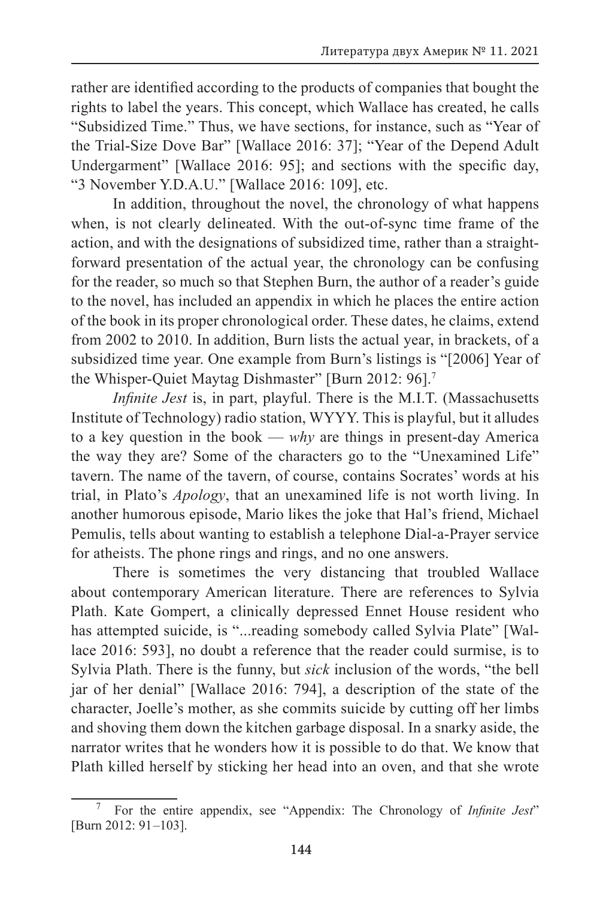rather are identified according to the products of companies that bought the rights to label the years. This concept, which Wallace has created, he calls "Subsidized Time." Thus, we have sections, for instance, such as "Year of the Trial-Size Dove Bar" [Wallace 2016: 37]; "Year of the Depend Adult Undergarment" [Wallace 2016: 95]; and sections with the specific day, "3 November Y.D.A.U." [Wallace 2016: 109], etc.

In addition, throughout the novel, the chronology of what happens when, is not clearly delineated. With the out-of-sync time frame of the action, and with the designations of subsidized time, rather than a straightforward presentation of the actual year, the chronology can be confusing for the reader, so much so that Stephen Burn, the author of a reader's guide to the novel, has included an appendix in which he places the entire action of the book in its proper chronological order. These dates, he claims, extend from 2002 to 2010. In addition, Burn lists the actual year, in brackets, of a subsidized time year. One example from Burn's listings is "[2006] Year of the Whisper-Quiet Maytag Dishmaster" [Burn 2012: 96].[7]

*Infinite Jest* is, in part, playful. There is the M.I.T. (Massachusetts Institute of Technology) radio station, WYYY. This is playful, but it alludes to a key question in the book — *why* are things in present-day America the way they are? Some of the characters go to the "Unexamined Life" tavern. The name of the tavern, of course, contains Socrates' words at his trial, in Plato's *Apology*, that an unexamined life is not worth living. In another humorous episode, Mario likes the joke that Hal's friend, Michael Pemulis, tells about wanting to establish a telephone Dial-a-Prayer service for atheists. The phone rings and rings, and no one answers.

There is sometimes the very distancing that troubled Wallace about contemporary American literature. There are references to Sylvia Plath. Kate Gompert, a clinically depressed Ennet House resident who has attempted suicide, is "...reading somebody called Sylvia Plate" [Wallace 2016: 593], no doubt a reference that the reader could surmise, is to Sylvia Plath. There is the funny, but *sick* inclusion of the words, "the bell jar of her denial" [Wallace 2016: 794], a description of the state of the character, Joelle's mother, as she commits suicide by cutting off her limbs and shoving them down the kitchen garbage disposal. In a snarky aside, the narrator writes that he wonders how it is possible to do that. We know that Plath killed herself by sticking her head into an oven, and that she wrote

---

[7] For the entire appendix, see "Appendix: The Chronology of *Infinite Jest*" [Burn 2012: 91–103].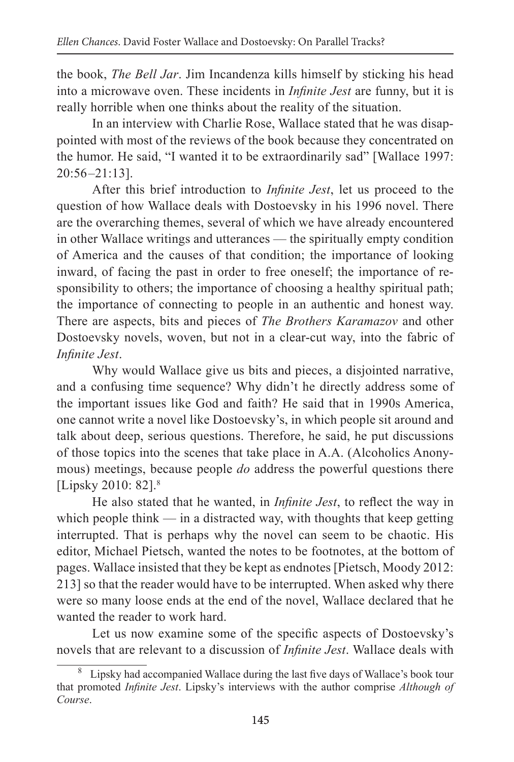the book, *The Bell Jar*. Jim Incandenza kills himself by sticking his head into a microwave oven. These incidents in *Infinite Jest* are funny, but it is really horrible when one thinks about the reality of the situation.

In an interview with Charlie Rose, Wallace stated that he was disappointed with most of the reviews of the book because they concentrated on the humor. He said, "I wanted it to be extraordinarily sad" [Wallace 1997: 20:56–21:13].

After this brief introduction to *Infinite Jest*, let us proceed to the question of how Wallace deals with Dostoevsky in his 1996 novel. There are the overarching themes, several of which we have already encountered in other Wallace writings and utterances — the spiritually empty condition of America and the causes of that condition; the importance of looking inward, of facing the past in order to free oneself; the importance of responsibility to others; the importance of choosing a healthy spiritual path; the importance of connecting to people in an authentic and honest way. There are aspects, bits and pieces of *The Brothers Karamazov* and other Dostoevsky novels, woven, but not in a clear-cut way, into the fabric of *Infinite Jest*.

Why would Wallace give us bits and pieces, a disjointed narrative, and a confusing time sequence? Why didn't he directly address some of the important issues like God and faith? He said that in 1990s America, one cannot write a novel like Dostoevsky's, in which people sit around and talk about deep, serious questions. Therefore, he said, he put discussions of those topics into the scenes that take place in A.A. (Alcoholics Anonymous) meetings, because people *do* address the powerful questions there [Lipsky 2010: 82].[8]

He also stated that he wanted, in *Infinite Jest*, to reflect the way in which people think — in a distracted way, with thoughts that keep getting interrupted. That is perhaps why the novel can seem to be chaotic. His editor, Michael Pietsch, wanted the notes to be footnotes, at the bottom of pages. Wallace insisted that they be kept as endnotes [Pietsch, Moody 2012: 213] so that the reader would have to be interrupted. When asked why there were so many loose ends at the end of the novel, Wallace declared that he wanted the reader to work hard.

Let us now examine some of the specific aspects of Dostoevsky's novels that are relevant to a discussion of *Infinite Jest*. Wallace deals with

---

[8] Lipsky had accompanied Wallace during the last five days of Wallace's book tour that promoted *Infinite Jest*. Lipsky's interviews with the author comprise *Although of Course*.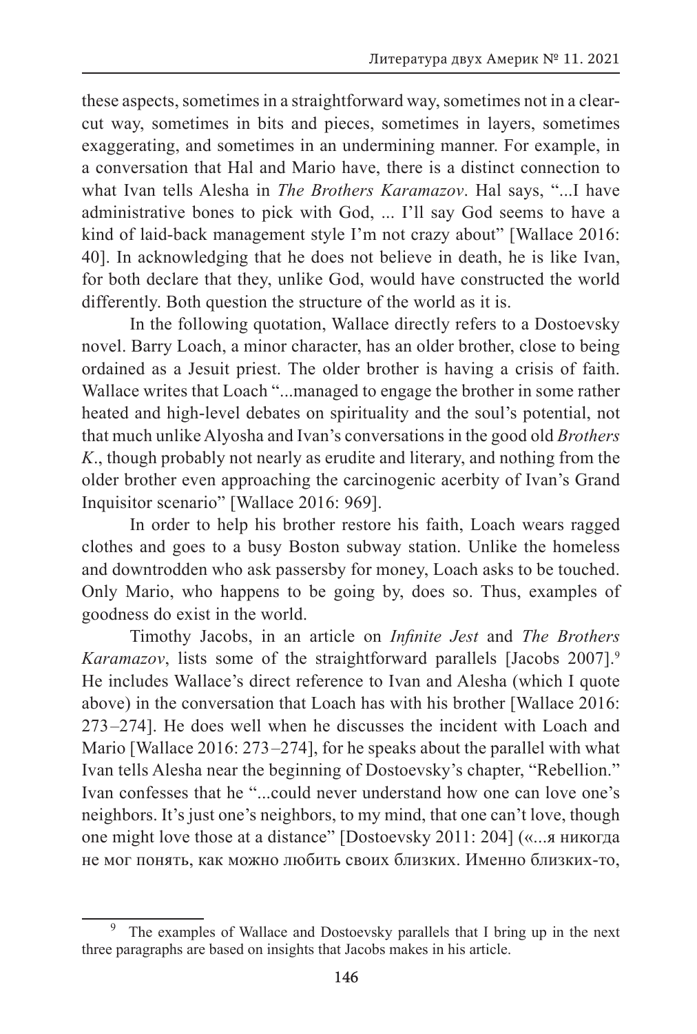these aspects, sometimes in a straightforward way, sometimes not in a clear-cut way, sometimes in bits and pieces, sometimes in layers, sometimes exaggerating, and sometimes in an undermining manner. For example, in a conversation that Hal and Mario have, there is a distinct connection to what Ivan tells Alesha in *The Brothers Karamazov*. Hal says, "...I have administrative bones to pick with God, ... I'll say God seems to have a kind of laid-back management style I'm not crazy about" [Wallace 2016: 40]. In acknowledging that he does not believe in death, he is like Ivan, for both declare that they, unlike God, would have constructed the world differently. Both question the structure of the world as it is.

In the following quotation, Wallace directly refers to a Dostoevsky novel. Barry Loach, a minor character, has an older brother, close to being ordained as a Jesuit priest. The older brother is having a crisis of faith. Wallace writes that Loach "...managed to engage the brother in some rather heated and high-level debates on spirituality and the soul's potential, not that much unlike Alyosha and Ivan's conversations in the good old *Brothers K*., though probably not nearly as erudite and literary, and nothing from the older brother even approaching the carcinogenic acerbity of Ivan's Grand Inquisitor scenario" [Wallace 2016: 969].

In order to help his brother restore his faith, Loach wears ragged clothes and goes to a busy Boston subway station. Unlike the homeless and downtrodden who ask passersby for money, Loach asks to be touched. Only Mario, who happens to be going by, does so. Thus, examples of goodness do exist in the world.

Timothy Jacobs, in an article on *Infinite Jest* and *The Brothers Karamazov*, lists some of the straightforward parallels [Jacobs 2007].[9] He includes Wallace's direct reference to Ivan and Alesha (which I quote above) in the conversation that Loach has with his brother [Wallace 2016: 273–274]. He does well when he discusses the incident with Loach and Mario [Wallace 2016: 273–274], for he speaks about the parallel with what Ivan tells Alesha near the beginning of Dostoevsky's chapter, "Rebellion." Ivan confesses that he "...could never understand how one can love one's neighbors. It's just one's neighbors, to my mind, that one can't love, though one might love those at a distance" [Dostoevsky 2011: 204] («...я никогда не мог понять, как можно любить своих близких. Именно близких-то,

[9] The examples of Wallace and Dostoevsky parallels that I bring up in the next three paragraphs are based on insights that Jacobs makes in his article.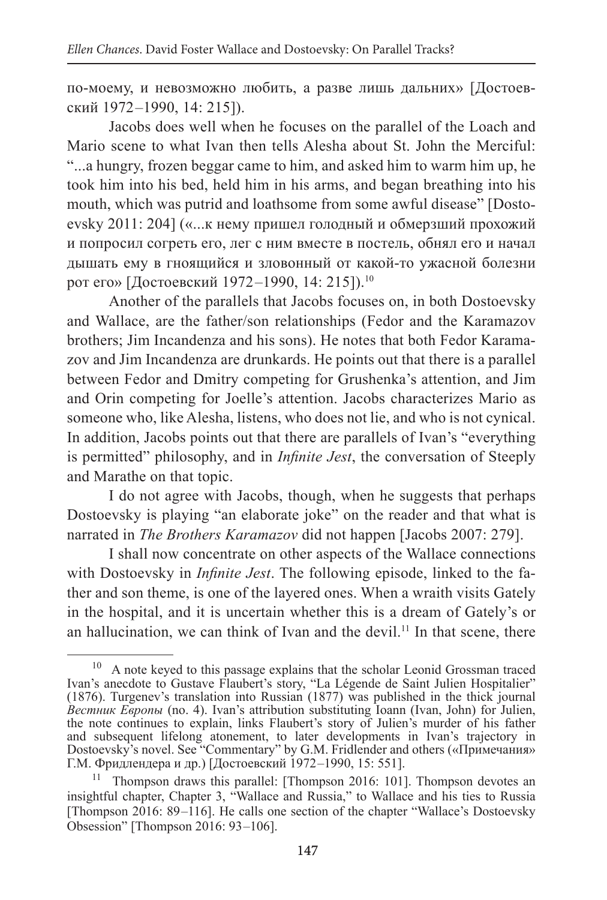по-моему, и невозможно любить, а разве лишь дальних» [Достоевский 1972–1990, 14: 215]).

Jacobs does well when he focuses on the parallel of the Loach and Mario scene to what Ivan then tells Alesha about St. John the Merciful: "...a hungry, frozen beggar came to him, and asked him to warm him up, he took him into his bed, held him in his arms, and began breathing into his mouth, which was putrid and loathsome from some awful disease" [Dostoevsky 2011: 204] («...к нему пришел голодный и обмерзший прохожий и попросил согреть его, лег с ним вместе в постель, обнял его и начал дышать ему в гноящийся и зловонный от какой-то ужасной болезни рот его» [Достоевский 1972–1990, 14: 215]).[10]

Another of the parallels that Jacobs focuses on, in both Dostoevsky and Wallace, are the father/son relationships (Fedor and the Karamazov brothers; Jim Incandenza and his sons). He notes that both Fedor Karamazov and Jim Incandenza are drunkards. He points out that there is a parallel between Fedor and Dmitry competing for Grushenka's attention, and Jim and Orin competing for Joelle's attention. Jacobs characterizes Mario as someone who, like Alesha, listens, who does not lie, and who is not cynical. In addition, Jacobs points out that there are parallels of Ivan's "everything is permitted" philosophy, and in *Infinite Jest*, the conversation of Steeply and Marathe on that topic.

I do not agree with Jacobs, though, when he suggests that perhaps Dostoevsky is playing "an elaborate joke" on the reader and that what is narrated in *The Brothers Karamazov* did not happen [Jacobs 2007: 279].

I shall now concentrate on other aspects of the Wallace connections with Dostoevsky in *Infinite Jest*. The following episode, linked to the father and son theme, is one of the layered ones. When a wraith visits Gately in the hospital, and it is uncertain whether this is a dream of Gately's or an hallucination, we can think of Ivan and the devil.[11] In that scene, there

---

[10] A note keyed to this passage explains that the scholar Leonid Grossman traced Ivan's anecdote to Gustave Flaubert's story, "La Légende de Saint Julien Hospitalier" (1876). Turgenev's translation into Russian (1877) was published in the thick journal *Вестник Европы* (no. 4). Ivan's attribution substituting Ioann (Ivan, John) for Julien, the note continues to explain, links Flaubert's story of Julien's murder of his father and subsequent lifelong atonement, to later developments in Ivan's trajectory in Dostoevsky's novel. See "Commentary" by G.M. Fridlender and others («Примечания» Г.М. Фридлендера и др.) [Достоевский 1972–1990, 15: 551].

[11] Thompson draws this parallel: [Thompson 2016: 101]. Thompson devotes an insightful chapter, Chapter 3, "Wallace and Russia," to Wallace and his ties to Russia [Thompson 2016: 89–116]. He calls one section of the chapter "Wallace's Dostoevsky Obsession" [Thompson 2016: 93–106].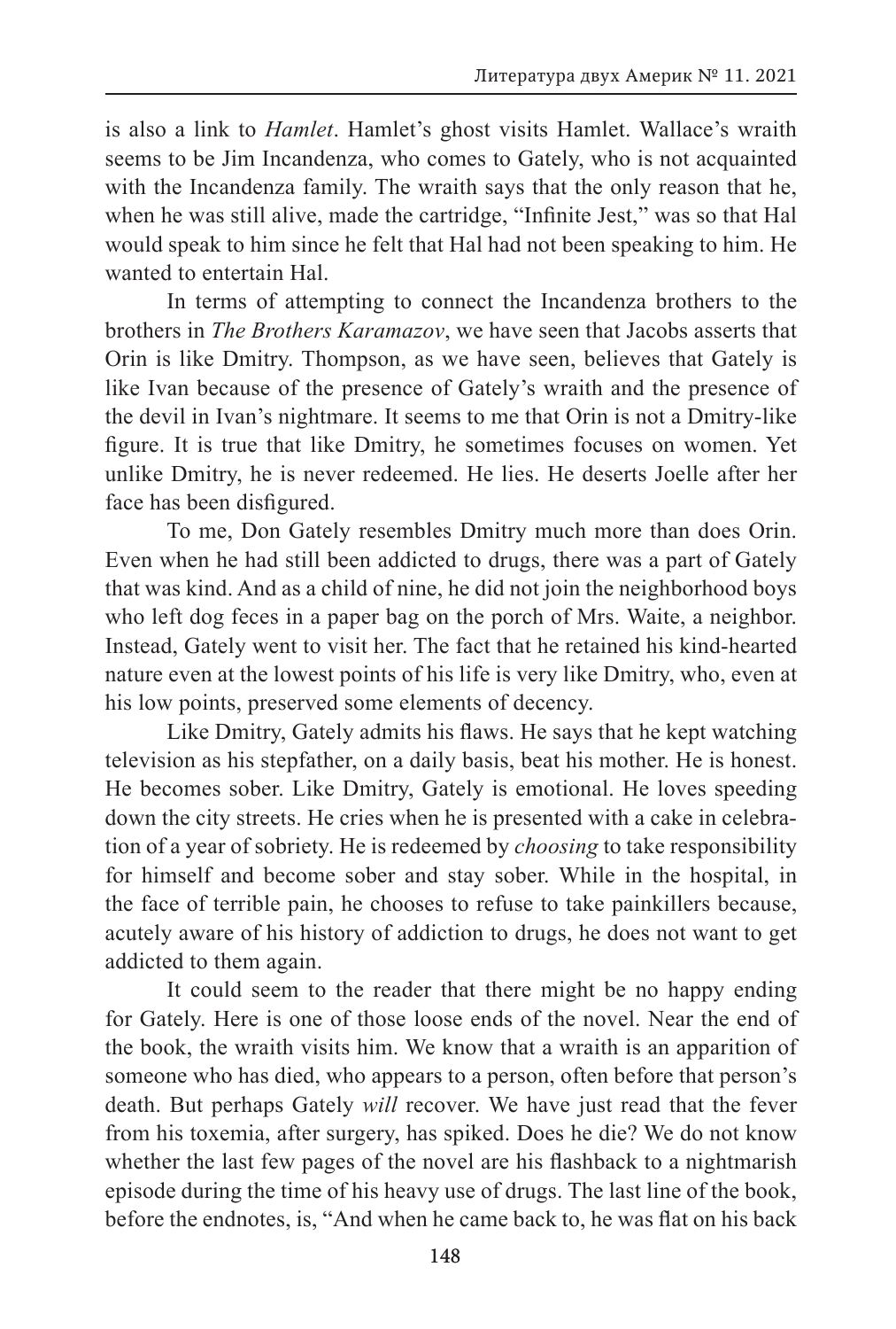is also a link to *Hamlet*. Hamlet's ghost visits Hamlet. Wallace's wraith seems to be Jim Incandenza, who comes to Gately, who is not acquainted with the Incandenza family. The wraith says that the only reason that he, when he was still alive, made the cartridge, "Infinite Jest," was so that Hal would speak to him since he felt that Hal had not been speaking to him. He wanted to entertain Hal.

In terms of attempting to connect the Incandenza brothers to the brothers in *The Brothers Karamazov*, we have seen that Jacobs asserts that Orin is like Dmitry. Thompson, as we have seen, believes that Gately is like Ivan because of the presence of Gately's wraith and the presence of the devil in Ivan's nightmare. It seems to me that Orin is not a Dmitry-like figure. It is true that like Dmitry, he sometimes focuses on women. Yet unlike Dmitry, he is never redeemed. He lies. He deserts Joelle after her face has been disfigured.

To me, Don Gately resembles Dmitry much more than does Orin. Even when he had still been addicted to drugs, there was a part of Gately that was kind. And as a child of nine, he did not join the neighborhood boys who left dog feces in a paper bag on the porch of Mrs. Waite, a neighbor. Instead, Gately went to visit her. The fact that he retained his kind-hearted nature even at the lowest points of his life is very like Dmitry, who, even at his low points, preserved some elements of decency.

Like Dmitry, Gately admits his flaws. He says that he kept watching television as his stepfather, on a daily basis, beat his mother. He is honest. He becomes sober. Like Dmitry, Gately is emotional. He loves speeding down the city streets. He cries when he is presented with a cake in celebration of a year of sobriety. He is redeemed by *choosing* to take responsibility for himself and become sober and stay sober. While in the hospital, in the face of terrible pain, he chooses to refuse to take painkillers because, acutely aware of his history of addiction to drugs, he does not want to get addicted to them again.

It could seem to the reader that there might be no happy ending for Gately. Here is one of those loose ends of the novel. Near the end of the book, the wraith visits him. We know that a wraith is an apparition of someone who has died, who appears to a person, often before that person's death. But perhaps Gately *will* recover. We have just read that the fever from his toxemia, after surgery, has spiked. Does he die? We do not know whether the last few pages of the novel are his flashback to a nightmarish episode during the time of his heavy use of drugs. The last line of the book, before the endnotes, is, "And when he came back to, he was flat on his back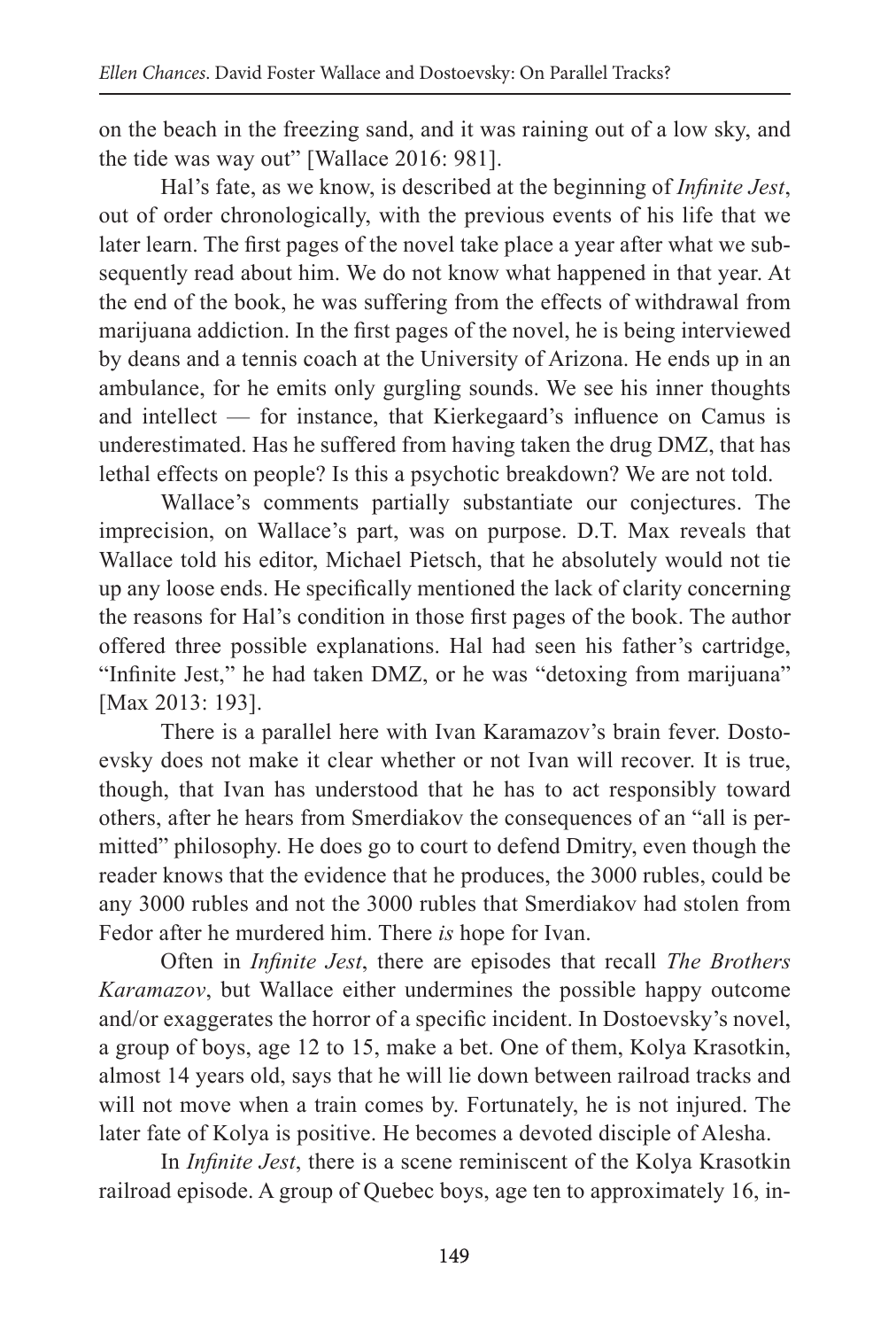on the beach in the freezing sand, and it was raining out of a low sky, and the tide was way out" [Wallace 2016: 981].

Hal's fate, as we know, is described at the beginning of *Infinite Jest*, out of order chronologically, with the previous events of his life that we later learn. The first pages of the novel take place a year after what we subsequently read about him. We do not know what happened in that year. At the end of the book, he was suffering from the effects of withdrawal from marijuana addiction. In the first pages of the novel, he is being interviewed by deans and a tennis coach at the University of Arizona. He ends up in an ambulance, for he emits only gurgling sounds. We see his inner thoughts and intellect — for instance, that Kierkegaard's influence on Camus is underestimated. Has he suffered from having taken the drug DMZ, that has lethal effects on people? Is this a psychotic breakdown? We are not told.

Wallace's comments partially substantiate our conjectures. The imprecision, on Wallace's part, was on purpose. D.T. Max reveals that Wallace told his editor, Michael Pietsch, that he absolutely would not tie up any loose ends. He specifically mentioned the lack of clarity concerning the reasons for Hal's condition in those first pages of the book. The author offered three possible explanations. Hal had seen his father's cartridge, "Infinite Jest," he had taken DMZ, or he was "detoxing from marijuana" [Max 2013: 193].

There is a parallel here with Ivan Karamazov's brain fever. Dostoevsky does not make it clear whether or not Ivan will recover. It is true, though, that Ivan has understood that he has to act responsibly toward others, after he hears from Smerdiakov the consequences of an "all is permitted" philosophy. He does go to court to defend Dmitry, even though the reader knows that the evidence that he produces, the 3000 rubles, could be any 3000 rubles and not the 3000 rubles that Smerdiakov had stolen from Fedor after he murdered him. There *is* hope for Ivan.

Often in *Infinite Jest*, there are episodes that recall *The Brothers Karamazov*, but Wallace either undermines the possible happy outcome and/or exaggerates the horror of a specific incident. In Dostoevsky's novel, a group of boys, age 12 to 15, make a bet. One of them, Kolya Krasotkin, almost 14 years old, says that he will lie down between railroad tracks and will not move when a train comes by. Fortunately, he is not injured. The later fate of Kolya is positive. He becomes a devoted disciple of Alesha.

In *Infinite Jest*, there is a scene reminiscent of the Kolya Krasotkin railroad episode. A group of Quebec boys, age ten to approximately 16, in-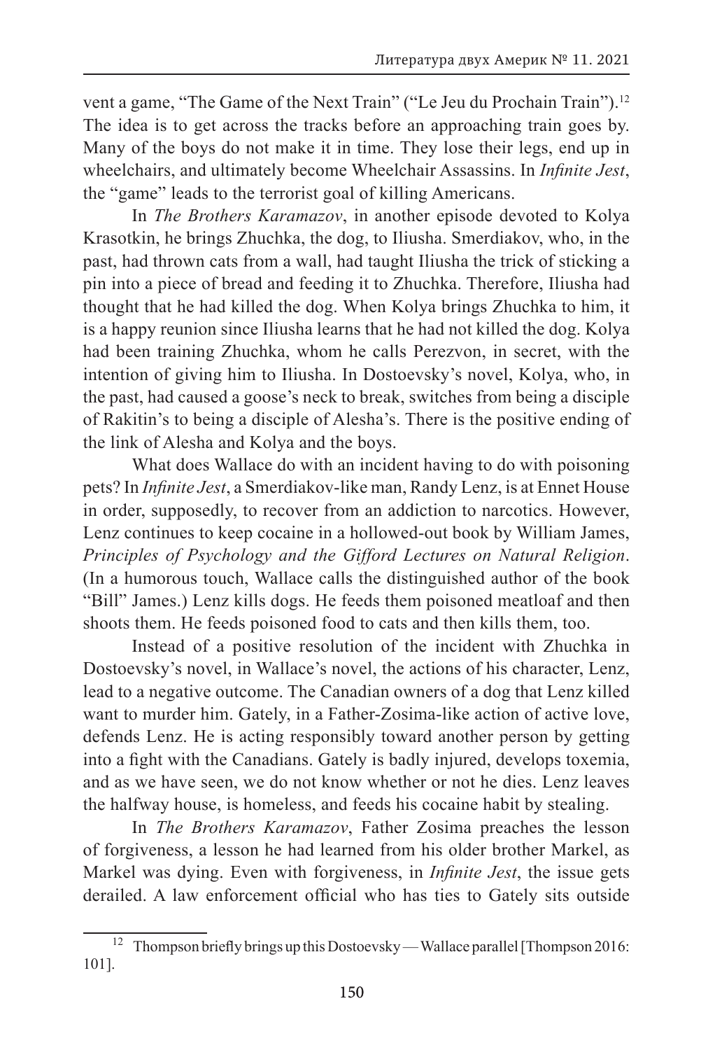vent a game, "The Game of the Next Train" ("Le Jeu du Prochain Train").[12] The idea is to get across the tracks before an approaching train goes by. Many of the boys do not make it in time. They lose their legs, end up in wheelchairs, and ultimately become Wheelchair Assassins. In *Infinite Jest*, the "game" leads to the terrorist goal of killing Americans.

In *The Brothers Karamazov*, in another episode devoted to Kolya Krasotkin, he brings Zhuchka, the dog, to Iliusha. Smerdiakov, who, in the past, had thrown cats from a wall, had taught Iliusha the trick of sticking a pin into a piece of bread and feeding it to Zhuchka. Therefore, Iliusha had thought that he had killed the dog. When Kolya brings Zhuchka to him, it is a happy reunion since Iliusha learns that he had not killed the dog. Kolya had been training Zhuchka, whom he calls Perezvon, in secret, with the intention of giving him to Iliusha. In Dostoevsky's novel, Kolya, who, in the past, had caused a goose's neck to break, switches from being a disciple of Rakitin's to being a disciple of Alesha's. There is the positive ending of the link of Alesha and Kolya and the boys.

What does Wallace do with an incident having to do with poisoning pets? In *Infinite Jest*, a Smerdiakov-like man, Randy Lenz, is at Ennet House in order, supposedly, to recover from an addiction to narcotics. However, Lenz continues to keep cocaine in a hollowed-out book by William James, *Principles of Psychology and the Gifford Lectures on Natural Religion*. (In a humorous touch, Wallace calls the distinguished author of the book "Bill" James.) Lenz kills dogs. He feeds them poisoned meatloaf and then shoots them. He feeds poisoned food to cats and then kills them, too.

Instead of a positive resolution of the incident with Zhuchka in Dostoevsky's novel, in Wallace's novel, the actions of his character, Lenz, lead to a negative outcome. The Canadian owners of a dog that Lenz killed want to murder him. Gately, in a Father-Zosima-like action of active love, defends Lenz. He is acting responsibly toward another person by getting into a fight with the Canadians. Gately is badly injured, develops toxemia, and as we have seen, we do not know whether or not he dies. Lenz leaves the halfway house, is homeless, and feeds his cocaine habit by stealing.

In *The Brothers Karamazov*, Father Zosima preaches the lesson of forgiveness, a lesson he had learned from his older brother Markel, as Markel was dying. Even with forgiveness, in *Infinite Jest*, the issue gets derailed. A law enforcement official who has ties to Gately sits outside

---

[12] Thompson briefly brings up this Dostoevsky — Wallace parallel [Thompson 2016: 101].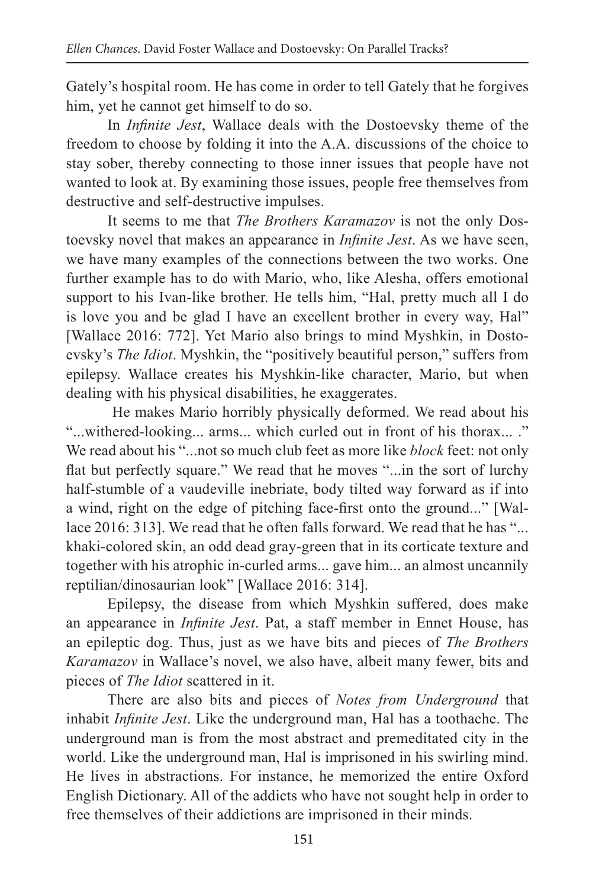Gately's hospital room. He has come in order to tell Gately that he forgives him, yet he cannot get himself to do so.

In *Infinite Jest*, Wallace deals with the Dostoevsky theme of the freedom to choose by folding it into the A.A. discussions of the choice to stay sober, thereby connecting to those inner issues that people have not wanted to look at. By examining those issues, people free themselves from destructive and self-destructive impulses.

It seems to me that *The Brothers Karamazov* is not the only Dostoevsky novel that makes an appearance in *Infinite Jest*. As we have seen, we have many examples of the connections between the two works. One further example has to do with Mario, who, like Alesha, offers emotional support to his Ivan-like brother. He tells him, "Hal, pretty much all I do is love you and be glad I have an excellent brother in every way, Hal" [Wallace 2016: 772]. Yet Mario also brings to mind Myshkin, in Dostoevsky's *The Idiot*. Myshkin, the "positively beautiful person," suffers from epilepsy. Wallace creates his Myshkin-like character, Mario, but when dealing with his physical disabilities, he exaggerates.

He makes Mario horribly physically deformed. We read about his "...withered-looking... arms... which curled out in front of his thorax... ." We read about his "...not so much club feet as more like *block* feet: not only flat but perfectly square." We read that he moves "...in the sort of lurchy half-stumble of a vaudeville inebriate, body tilted way forward as if into a wind, right on the edge of pitching face-first onto the ground..." [Wallace 2016: 313]. We read that he often falls forward. We read that he has "... khaki-colored skin, an odd dead gray-green that in its corticate texture and together with his atrophic in-curled arms... gave him... an almost uncannily reptilian/dinosaurian look" [Wallace 2016: 314].

Epilepsy, the disease from which Myshkin suffered, does make an appearance in *Infinite Jest*. Pat, a staff member in Ennet House, has an epileptic dog. Thus, just as we have bits and pieces of *The Brothers Karamazov* in Wallace's novel, we also have, albeit many fewer, bits and pieces of *The Idiot* scattered in it.

There are also bits and pieces of *Notes from Underground* that inhabit *Infinite Jest*. Like the underground man, Hal has a toothache. The underground man is from the most abstract and premeditated city in the world. Like the underground man, Hal is imprisoned in his swirling mind. He lives in abstractions. For instance, he memorized the entire Oxford English Dictionary. All of the addicts who have not sought help in order to free themselves of their addictions are imprisoned in their minds.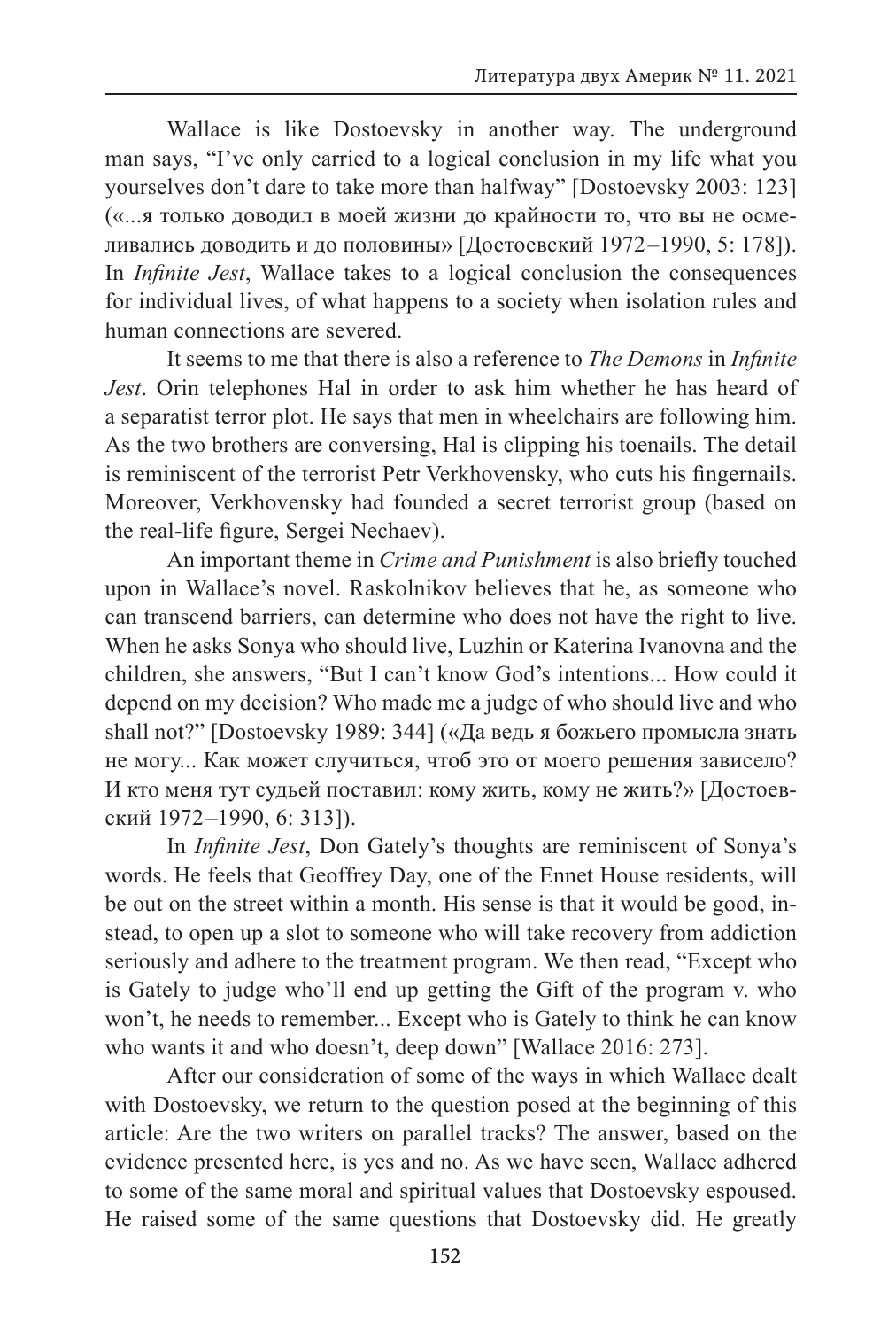Wallace is like Dostoevsky in another way. The underground man says, “I’ve only carried to a logical conclusion in my life what you yourselves don’t dare to take more than halfway” [Dostoevsky 2003: 123] («...я только доводил в моей жизни до крайности то, что вы не осмеливались доводить и до половины» [Достоевский 1972–1990, 5: 178]). In *Infinite Jest*, Wallace takes to a logical conclusion the consequences for individual lives, of what happens to a society when isolation rules and human connections are severed.

It seems to me that there is also a reference to *The Demons* in *Infinite Jest*. Orin telephones Hal in order to ask him whether he has heard of a separatist terror plot. He says that men in wheelchairs are following him. As the two brothers are conversing, Hal is clipping his toenails. The detail is reminiscent of the terrorist Petr Verkhovensky, who cuts his fingernails. Moreover, Verkhovensky had founded a secret terrorist group (based on the real-life figure, Sergei Nechaev).

An important theme in *Crime and Punishment* is also briefly touched upon in Wallace’s novel. Raskolnikov believes that he, as someone who can transcend barriers, can determine who does not have the right to live. When he asks Sonya who should live, Luzhin or Katerina Ivanovna and the children, she answers, “But I can’t know God’s intentions... How could it depend on my decision? Who made me a judge of who should live and who shall not?” [Dostoevsky 1989: 344] («Да ведь я божьего промысла знать не могу... Как может случиться, чтоб это от моего решения зависело? И кто меня тут судьей поставил: кому жить, кому не жить?» [Достоевский 1972–1990, 6: 313]).

In *Infinite Jest*, Don Gately’s thoughts are reminiscent of Sonya’s words. He feels that Geoffrey Day, one of the Ennet House residents, will be out on the street within a month. His sense is that it would be good, instead, to open up a slot to someone who will take recovery from addiction seriously and adhere to the treatment program. We then read, “Except who is Gately to judge who’ll end up getting the Gift of the program v. who won’t, he needs to remember... Except who is Gately to think he can know who wants it and who doesn’t, deep down” [Wallace 2016: 273].

After our consideration of some of the ways in which Wallace dealt with Dostoevsky, we return to the question posed at the beginning of this article: Are the two writers on parallel tracks? The answer, based on the evidence presented here, is yes and no. As we have seen, Wallace adhered to some of the same moral and spiritual values that Dostoevsky espoused. He raised some of the same questions that Dostoevsky did. He greatly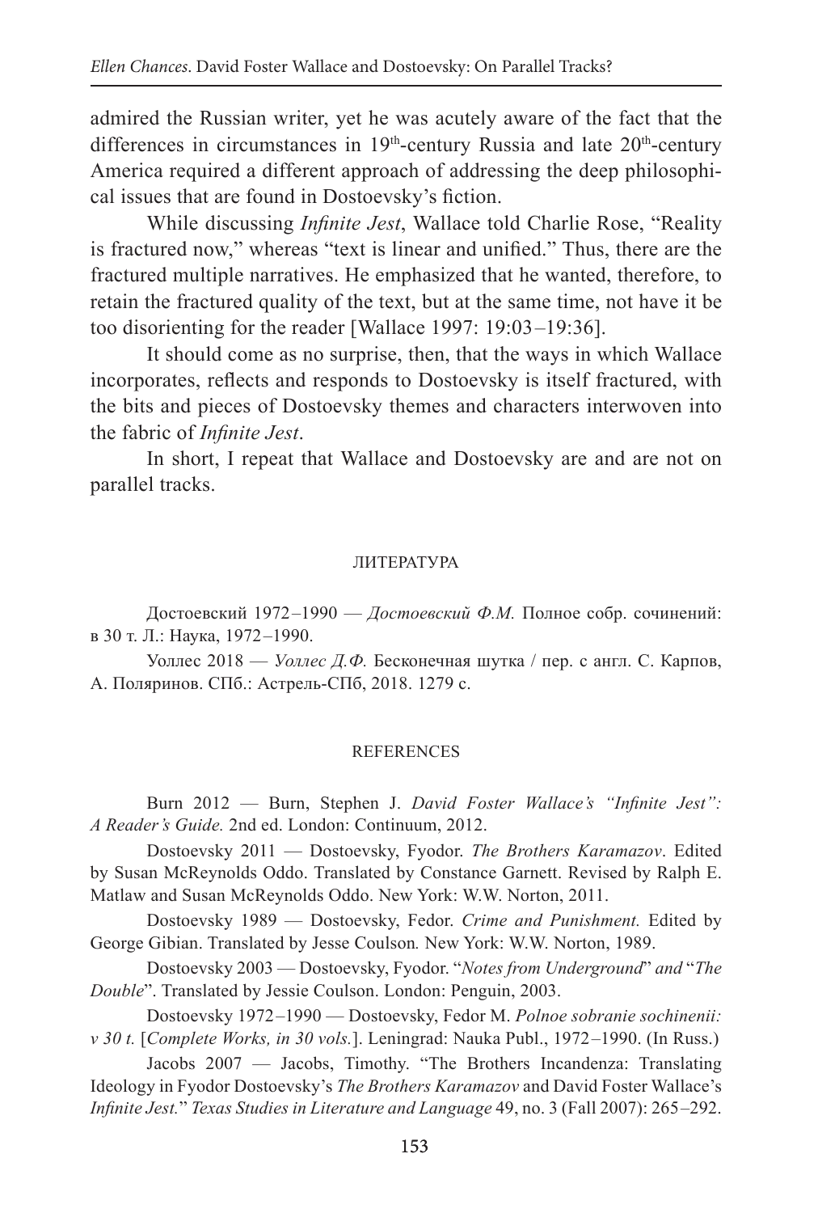admired the Russian writer, yet he was acutely aware of the fact that the differences in circumstances in 19th-century Russia and late 20th-century America required a different approach of addressing the deep philosophical issues that are found in Dostoevsky's fiction.

While discussing *Infinite Jest*, Wallace told Charlie Rose, "Reality is fractured now," whereas "text is linear and unified." Thus, there are the fractured multiple narratives. He emphasized that he wanted, therefore, to retain the fractured quality of the text, but at the same time, not have it be too disorienting for the reader [Wallace 1997: 19:03–19:36].

It should come as no surprise, then, that the ways in which Wallace incorporates, reflects and responds to Dostoevsky is itself fractured, with the bits and pieces of Dostoevsky themes and characters interwoven into the fabric of *Infinite Jest*.

In short, I repeat that Wallace and Dostoevsky are and are not on parallel tracks.

## ЛИТЕРАТУРА

Достоевский 1972–1990 — *Достоевский Ф.М.* Полное собр. сочинений: в 30 т. Л.: Наука, 1972–1990.

Уоллес 2018 — *Уоллес Д.Ф.* Бесконечная шутка / пер. с англ. С. Карпов, А. Поляринов. СПб.: Астрель-СПб, 2018. 1279 с.

## REFERENCES

Burn 2012 — Burn, Stephen J. *David Foster Wallace's "Infinite Jest": A Reader's Guide.* 2nd ed. London: Continuum, 2012.

Dostoevsky 2011 — Dostoevsky, Fyodor. *The Brothers Karamazov*. Edited by Susan McReynolds Oddo. Translated by Constance Garnett. Revised by Ralph E. Matlaw and Susan McReynolds Oddo. New York: W.W. Norton, 2011.

Dostoevsky 1989 — Dostoevsky, Fedor. *Crime and Punishment.* Edited by George Gibian. Translated by Jesse Coulson*.* New York: W.W. Norton, 1989.

Dostoevsky 2003 — Dostoevsky, Fyodor. "*Notes from Underground*" *and* "*The Double*". Translated by Jessie Coulson. London: Penguin, 2003.

Dostoevsky 1972–1990 — Dostoevsky, Fedor M. *Polnoe sobranie sochinenii: v 30 t.* [*Complete Works, in 30 vols.*]. Leningrad: Nauka Publ., 1972–1990. (In Russ.)

Jacobs 2007 — Jacobs, Timothy. "The Brothers Incandenza: Translating Ideology in Fyodor Dostoevsky's *The Brothers Karamazov* and David Foster Wallace's *Infinite Jest.*" *Texas Studies in Literature and Language* 49, no. 3 (Fall 2007): 265–292.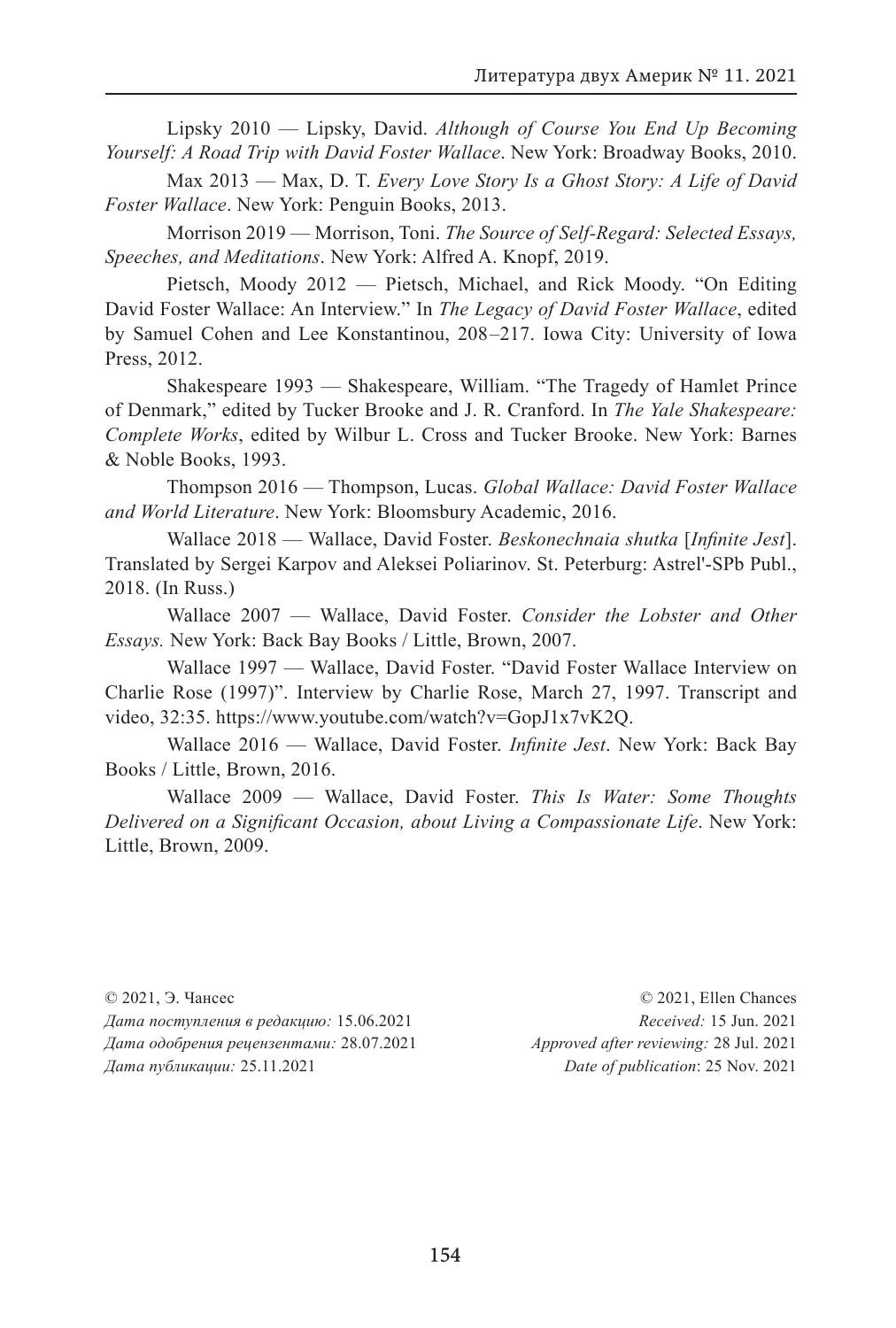Lipsky 2010 — Lipsky, David. *Although of Course You End Up Becoming Yourself: A Road Trip with David Foster Wallace*. New York: Broadway Books, 2010.

Max 2013 — Max, D. T. *Every Love Story Is a Ghost Story: A Life of David Foster Wallace*. New York: Penguin Books, 2013.

Morrison 2019 — Morrison, Toni. *The Source of Self-Regard: Selected Essays, Speeches, and Meditations*. New York: Alfred A. Knopf, 2019.

Pietsch, Moody 2012 — Pietsch, Michael, and Rick Moody. "On Editing David Foster Wallace: An Interview." In *The Legacy of David Foster Wallace*, edited by Samuel Cohen and Lee Konstantinou, 208–217. Iowa City: University of Iowa Press, 2012.

Shakespeare 1993 — Shakespeare, William. "The Tragedy of Hamlet Prince of Denmark," edited by Tucker Brooke and J. R. Cranford. In *The Yale Shakespeare: Complete Works*, edited by Wilbur L. Cross and Tucker Brooke. New York: Barnes & Noble Books, 1993.

Thompson 2016 — Thompson, Lucas. *Global Wallace: David Foster Wallace and World Literature*. New York: Bloomsbury Academic, 2016.

Wallace 2018 — Wallace, David Foster. *Beskonechnaia shutka* [*Infinite Jest*]. Translated by Sergei Karpov and Aleksei Poliarinov. St. Peterburg: Astrel'-SPb Publ., 2018. (In Russ.)

Wallace 2007 — Wallace, David Foster. *Consider the Lobster and Other Essays.* New York: Back Bay Books / Little, Brown, 2007.

Wallace 1997 — Wallace, David Foster. "David Foster Wallace Interview on Charlie Rose (1997)". Interview by Charlie Rose, March 27, 1997. Transcript and video, 32:35. https://www.youtube.com/watch?v=GopJ1x7vK2Q.

Wallace 2016 — Wallace, David Foster. *Infinite Jest*. New York: Back Bay Books / Little, Brown, 2016.

Wallace 2009 — Wallace, David Foster. *This Is Water: Some Thoughts Delivered on a Significant Occasion, about Living a Compassionate Life*. New York: Little, Brown, 2009.

© 2021, Э. Чансес
*Дата поступления в редакцию:* 15.06.2021
*Дата одобрения рецензентами:* 28.07.2021
*Дата публикации:* 25.11.2021

© 2021, Ellen Chances
*Received:* 15 Jun. 2021
*Approved after reviewing:* 28 Jul. 2021
*Date of publication*: 25 Nov. 2021